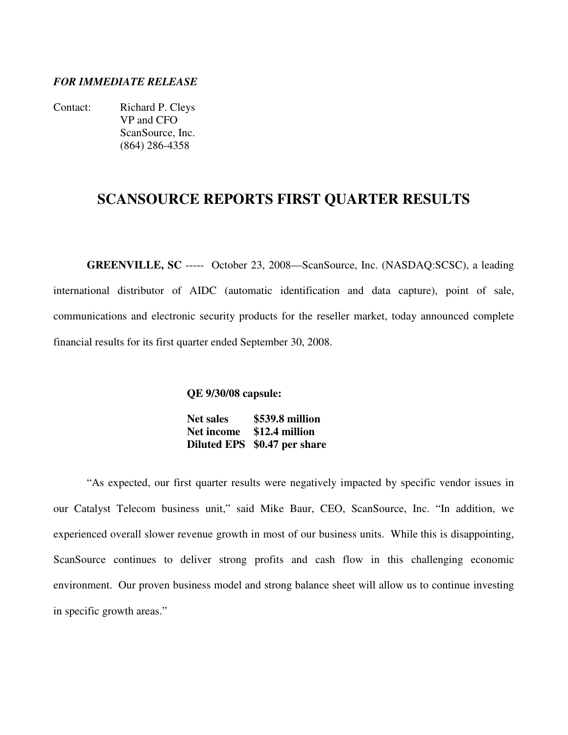*FOR IMMEDIATE RELEASE*

Contact: Richard P. Cleys
VP and CFO
ScanSource, Inc.
(864) 286-4358

# SCANSOURCE REPORTS FIRST QUARTER RESULTS

**GREENVILLE, SC** ----- October 23, 2008—ScanSource, Inc. (NASDAQ:SCSC), a leading international distributor of AIDC (automatic identification and data capture), point of sale, communications and electronic security products for the reseller market, today announced complete financial results for its first quarter ended September 30, 2008.

**QE 9/30/08 capsule:**

**Net sales $539.8 million**
**Net income $12.4 million**
**Diluted EPS $0.47 per share**

"As expected, our first quarter results were negatively impacted by specific vendor issues in our Catalyst Telecom business unit," said Mike Baur, CEO, ScanSource, Inc. "In addition, we experienced overall slower revenue growth in most of our business units. While this is disappointing, ScanSource continues to deliver strong profits and cash flow in this challenging economic environment. Our proven business model and strong balance sheet will allow us to continue investing in specific growth areas."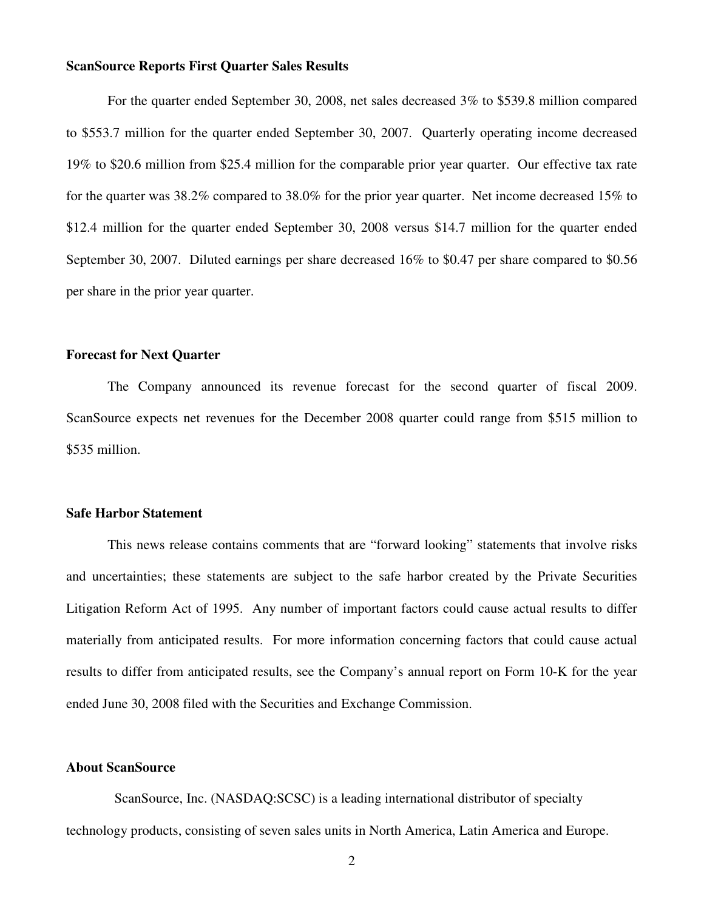**ScanSource Reports First Quarter Sales Results**

For the quarter ended September 30, 2008, net sales decreased 3% to $539.8 million compared to $553.7 million for the quarter ended September 30, 2007. Quarterly operating income decreased 19% to $20.6 million from $25.4 million for the comparable prior year quarter. Our effective tax rate for the quarter was 38.2% compared to 38.0% for the prior year quarter. Net income decreased 15% to $12.4 million for the quarter ended September 30, 2008 versus $14.7 million for the quarter ended September 30, 2007. Diluted earnings per share decreased 16% to $0.47 per share compared to $0.56 per share in the prior year quarter.

**Forecast for Next Quarter**

The Company announced its revenue forecast for the second quarter of fiscal 2009. ScanSource expects net revenues for the December 2008 quarter could range from $515 million to $535 million.

**Safe Harbor Statement**

This news release contains comments that are "forward looking" statements that involve risks and uncertainties; these statements are subject to the safe harbor created by the Private Securities Litigation Reform Act of 1995. Any number of important factors could cause actual results to differ materially from anticipated results. For more information concerning factors that could cause actual results to differ from anticipated results, see the Company's annual report on Form 10-K for the year ended June 30, 2008 filed with the Securities and Exchange Commission.

**About ScanSource**

ScanSource, Inc. (NASDAQ:SCSC) is a leading international distributor of specialty technology products, consisting of seven sales units in North America, Latin America and Europe.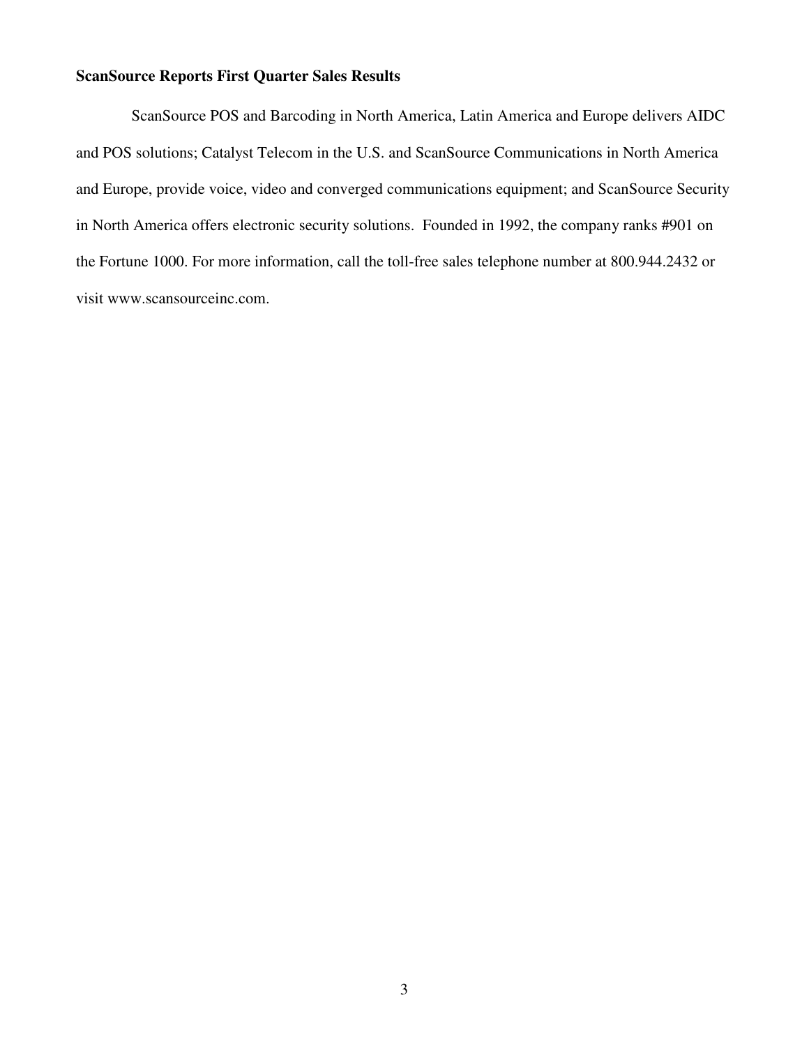**ScanSource Reports First Quarter Sales Results**

ScanSource POS and Barcoding in North America, Latin America and Europe delivers AIDC and POS solutions; Catalyst Telecom in the U.S. and ScanSource Communications in North America and Europe, provide voice, video and converged communications equipment; and ScanSource Security in North America offers electronic security solutions. Founded in 1992, the company ranks #901 on the Fortune 1000. For more information, call the toll-free sales telephone number at 800.944.2432 or visit www.scansourceinc.com.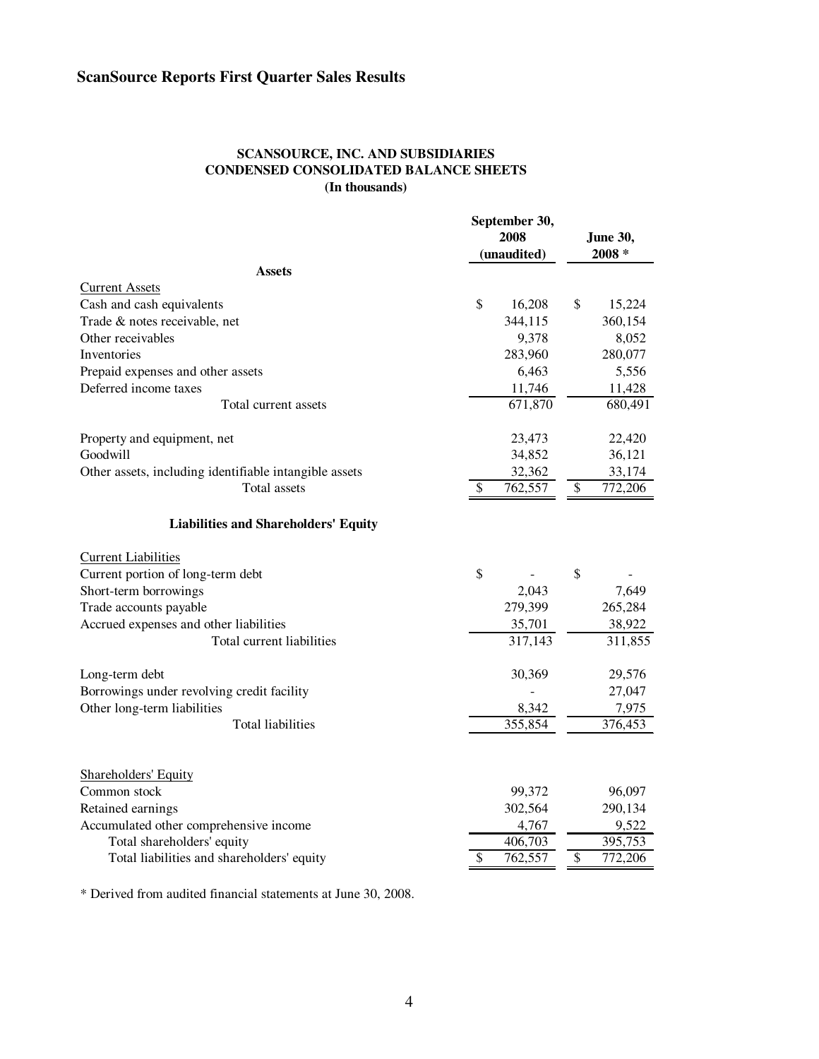# ScanSource Reports First Quarter Sales Results

**SCANSOURCE, INC. AND SUBSIDIARIES**
**CONDENSED CONSOLIDATED BALANCE SHEETS**
**(In thousands)**

| | September 30, 2008 (unaudited) | June 30, 2008 * |
|---|---|---|
| **Assets** | | |
| Current Assets | | |
| Cash and cash equivalents | $ 16,208 | $ 15,224 |
| Trade & notes receivable, net | 344,115 | 360,154 |
| Other receivables | 9,378 | 8,052 |
| Inventories | 283,960 | 280,077 |
| Prepaid expenses and other assets | 6,463 | 5,556 |
| Deferred income taxes | 11,746 | 11,428 |
| Total current assets | 671,870 | 680,491 |
| | | |
| Property and equipment, net | 23,473 | 22,420 |
| Goodwill | 34,852 | 36,121 |
| Other assets, including identifiable intangible assets | 32,362 | 33,174 |
| Total assets | $ 762,557 | $ 772,206 |
| | | |
| **Liabilities and Shareholders' Equity** | | |
| Current Liabilities | | |
| Current portion of long-term debt | $ - | $ - |
| Short-term borrowings | 2,043 | 7,649 |
| Trade accounts payable | 279,399 | 265,284 |
| Accrued expenses and other liabilities | 35,701 | 38,922 |
| Total current liabilities | 317,143 | 311,855 |
| | | |
| Long-term debt | 30,369 | 29,576 |
| Borrowings under revolving credit facility | - | 27,047 |
| Other long-term liabilities | 8,342 | 7,975 |
| Total liabilities | 355,854 | 376,453 |
| | | |
| Shareholders' Equity | | |
| Common stock | 99,372 | 96,097 |
| Retained earnings | 302,564 | 290,134 |
| Accumulated other comprehensive income | 4,767 | 9,522 |
| Total shareholders' equity | 406,703 | 395,753 |
| Total liabilities and shareholders' equity | $ 762,557 | $ 772,206 |

* Derived from audited financial statements at June 30, 2008.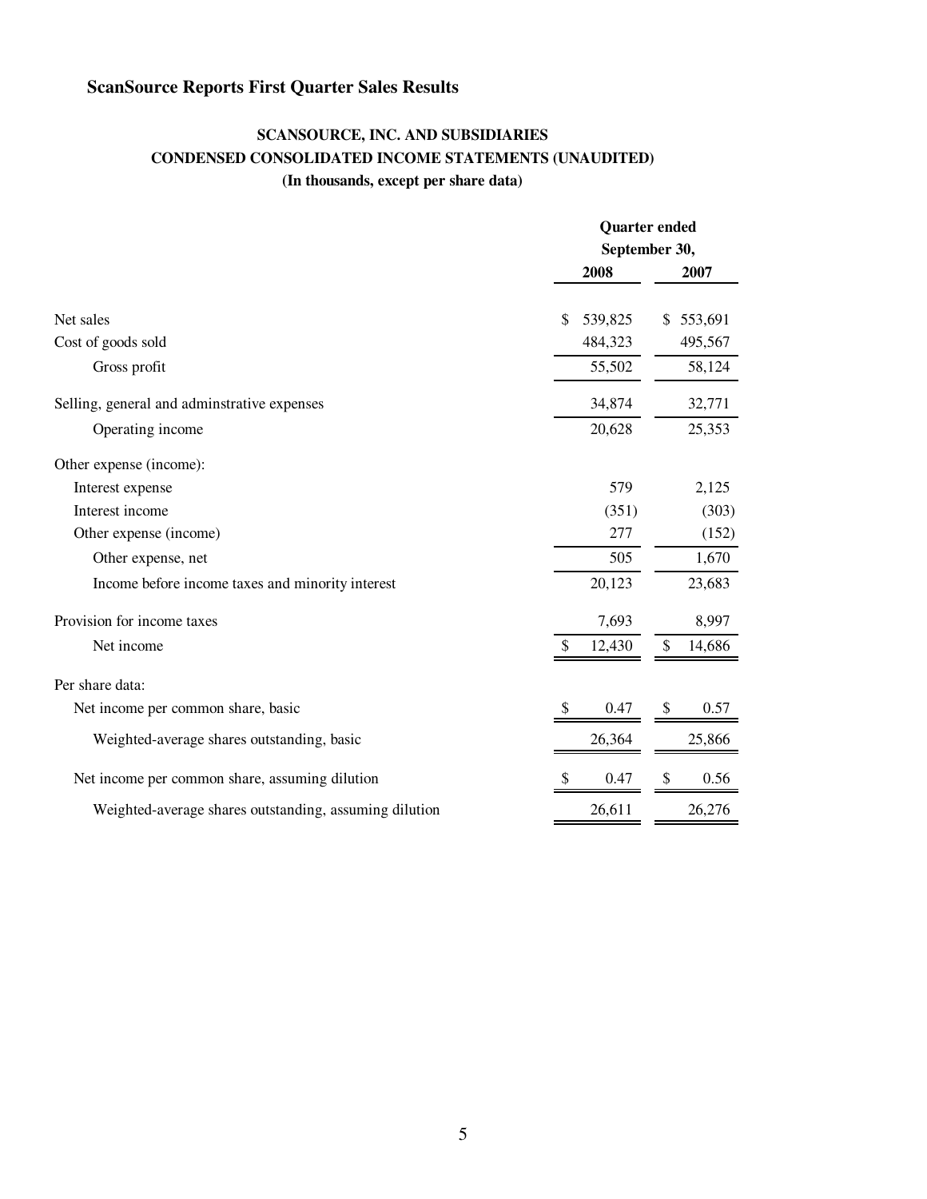## ScanSource Reports First Quarter Sales Results

**SCANSOURCE, INC. AND SUBSIDIARIES**
**CONDENSED CONSOLIDATED INCOME STATEMENTS (UNAUDITED)**
**(In thousands, except per share data)**

| | Quarter ended September 30, | |
|---|---|---|
| | **2008** | **2007** |
| Net sales | $ 539,825 | $ 553,691 |
| Cost of goods sold | 484,323 | 495,567 |
| Gross profit | 55,502 | 58,124 |
| Selling, general and adminstrative expenses | 34,874 | 32,771 |
| Operating income | 20,628 | 25,353 |
| Other expense (income): | | |
| Interest expense | 579 | 2,125 |
| Interest income | (351) | (303) |
| Other expense (income) | 277 | (152) |
| Other expense, net | 505 | 1,670 |
| Income before income taxes and minority interest | 20,123 | 23,683 |
| Provision for income taxes | 7,693 | 8,997 |
| Net income | $ 12,430 | $ 14,686 |
| Per share data: | | |
| Net income per common share, basic | $ 0.47 | $ 0.57 |
| Weighted-average shares outstanding, basic | 26,364 | 25,866 |
| Net income per common share, assuming dilution | $ 0.47 | $ 0.56 |
| Weighted-average shares outstanding, assuming dilution | 26,611 | 26,276 |